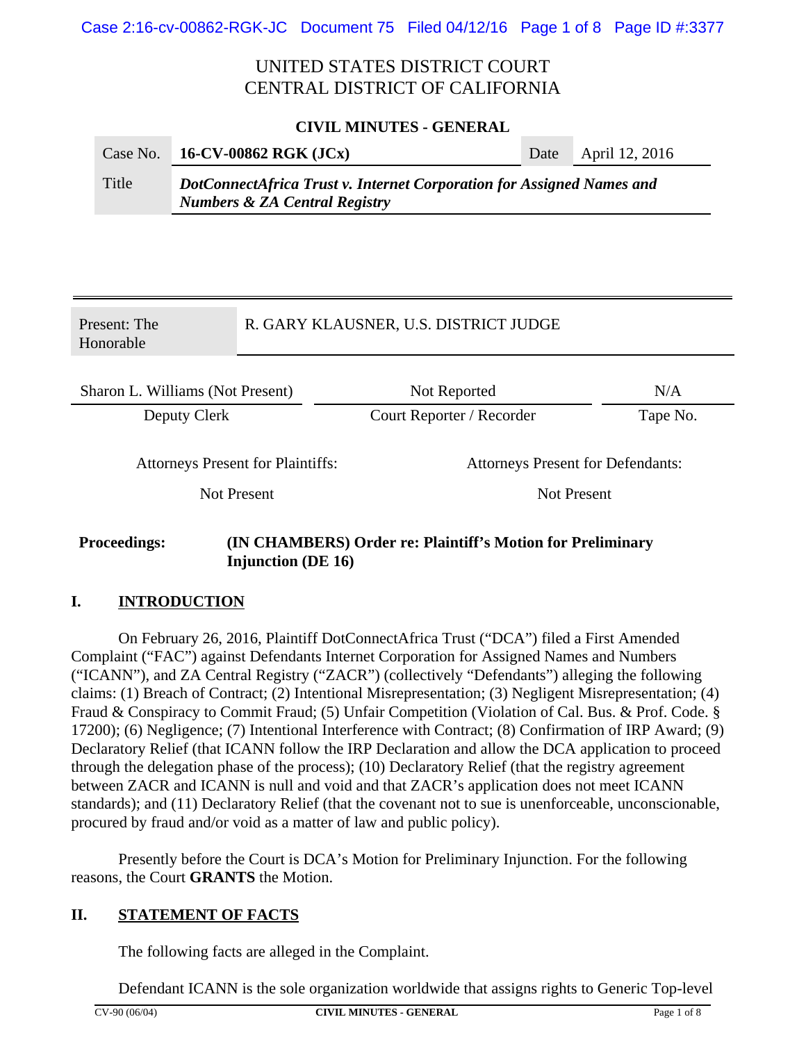UNITED STATES DISTRICT COURT
CENTRAL DISTRICT OF CALIFORNIA

**CIVIL MINUTES - GENERAL**

| Case No. | **16-CV-00862 RGK (JCx)** | Date | April 12, 2016 |
|---|---|---|---|
| Title | ***DotConnectAfrica Trust v. Internet Corporation for Assigned Names and Numbers & ZA Central Registry*** | | |

| Present: The Honorable | R. GARY KLAUSNER, U.S. DISTRICT JUDGE | |
|---|---|---|
| Sharon L. Williams (Not Present) | Not Reported | N/A |
| Deputy Clerk | Court Reporter / Recorder | Tape No. |

| Attorneys Present for Plaintiffs: | Attorneys Present for Defendants: |
|---|---|
| Not Present | Not Present |

**Proceedings:** **(IN CHAMBERS) Order re: Plaintiff's Motion for Preliminary Injunction (DE 16)**

## I. INTRODUCTION

On February 26, 2016, Plaintiff DotConnectAfrica Trust ("DCA") filed a First Amended Complaint ("FAC") against Defendants Internet Corporation for Assigned Names and Numbers ("ICANN"), and ZA Central Registry ("ZACR") (collectively "Defendants") alleging the following claims: (1) Breach of Contract; (2) Intentional Misrepresentation; (3) Negligent Misrepresentation; (4) Fraud & Conspiracy to Commit Fraud; (5) Unfair Competition (Violation of Cal. Bus. & Prof. Code. § 17200); (6) Negligence; (7) Intentional Interference with Contract; (8) Confirmation of IRP Award; (9) Declaratory Relief (that ICANN follow the IRP Declaration and allow the DCA application to proceed through the delegation phase of the process); (10) Declaratory Relief (that the registry agreement between ZACR and ICANN is null and void and that ZACR's application does not meet ICANN standards); and (11) Declaratory Relief (that the covenant not to sue is unenforceable, unconscionable, procured by fraud and/or void as a matter of law and public policy).

Presently before the Court is DCA's Motion for Preliminary Injunction. For the following reasons, the Court **GRANTS** the Motion.

## II. STATEMENT OF FACTS

The following facts are alleged in the Complaint.

Defendant ICANN is the sole organization worldwide that assigns rights to Generic Top-level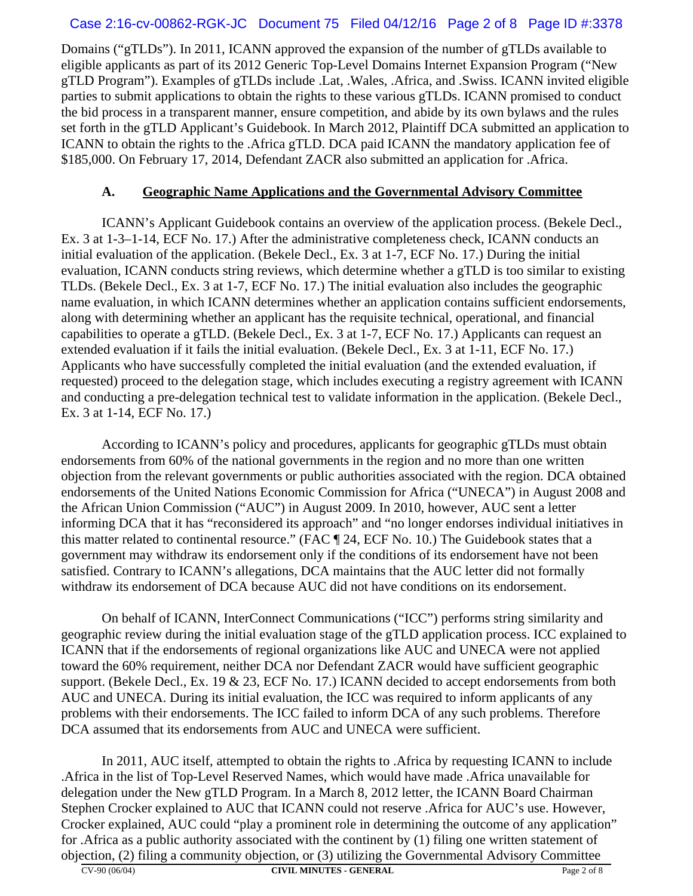Domains ("gTLDs"). In 2011, ICANN approved the expansion of the number of gTLDs available to eligible applicants as part of its 2012 Generic Top-Level Domains Internet Expansion Program ("New gTLD Program"). Examples of gTLDs include .Lat, .Wales, .Africa, and .Swiss. ICANN invited eligible parties to submit applications to obtain the rights to these various gTLDs. ICANN promised to conduct the bid process in a transparent manner, ensure competition, and abide by its own bylaws and the rules set forth in the gTLD Applicant's Guidebook. In March 2012, Plaintiff DCA submitted an application to ICANN to obtain the rights to the .Africa gTLD. DCA paid ICANN the mandatory application fee of $185,000. On February 17, 2014, Defendant ZACR also submitted an application for .Africa.

### A. Geographic Name Applications and the Governmental Advisory Committee

ICANN's Applicant Guidebook contains an overview of the application process. (Bekele Decl., Ex. 3 at 1-3–1-14, ECF No. 17.) After the administrative completeness check, ICANN conducts an initial evaluation of the application. (Bekele Decl., Ex. 3 at 1-7, ECF No. 17.) During the initial evaluation, ICANN conducts string reviews, which determine whether a gTLD is too similar to existing TLDs. (Bekele Decl., Ex. 3 at 1-7, ECF No. 17.) The initial evaluation also includes the geographic name evaluation, in which ICANN determines whether an application contains sufficient endorsements, along with determining whether an applicant has the requisite technical, operational, and financial capabilities to operate a gTLD. (Bekele Decl., Ex. 3 at 1-7, ECF No. 17.) Applicants can request an extended evaluation if it fails the initial evaluation. (Bekele Decl., Ex. 3 at 1-11, ECF No. 17.) Applicants who have successfully completed the initial evaluation (and the extended evaluation, if requested) proceed to the delegation stage, which includes executing a registry agreement with ICANN and conducting a pre-delegation technical test to validate information in the application. (Bekele Decl., Ex. 3 at 1-14, ECF No. 17.)

According to ICANN's policy and procedures, applicants for geographic gTLDs must obtain endorsements from 60% of the national governments in the region and no more than one written objection from the relevant governments or public authorities associated with the region. DCA obtained endorsements of the United Nations Economic Commission for Africa ("UNECA") in August 2008 and the African Union Commission ("AUC") in August 2009. In 2010, however, AUC sent a letter informing DCA that it has "reconsidered its approach" and "no longer endorses individual initiatives in this matter related to continental resource." (FAC ¶ 24, ECF No. 10.) The Guidebook states that a government may withdraw its endorsement only if the conditions of its endorsement have not been satisfied. Contrary to ICANN's allegations, DCA maintains that the AUC letter did not formally withdraw its endorsement of DCA because AUC did not have conditions on its endorsement.

On behalf of ICANN, InterConnect Communications ("ICC") performs string similarity and geographic review during the initial evaluation stage of the gTLD application process. ICC explained to ICANN that if the endorsements of regional organizations like AUC and UNECA were not applied toward the 60% requirement, neither DCA nor Defendant ZACR would have sufficient geographic support. (Bekele Decl., Ex. 19 & 23, ECF No. 17.) ICANN decided to accept endorsements from both AUC and UNECA. During its initial evaluation, the ICC was required to inform applicants of any problems with their endorsements. The ICC failed to inform DCA of any such problems. Therefore DCA assumed that its endorsements from AUC and UNECA were sufficient.

In 2011, AUC itself, attempted to obtain the rights to .Africa by requesting ICANN to include .Africa in the list of Top-Level Reserved Names, which would have made .Africa unavailable for delegation under the New gTLD Program. In a March 8, 2012 letter, the ICANN Board Chairman Stephen Crocker explained to AUC that ICANN could not reserve .Africa for AUC's use. However, Crocker explained, AUC could "play a prominent role in determining the outcome of any application" for .Africa as a public authority associated with the continent by (1) filing one written statement of objection, (2) filing a community objection, or (3) utilizing the Governmental Advisory Committee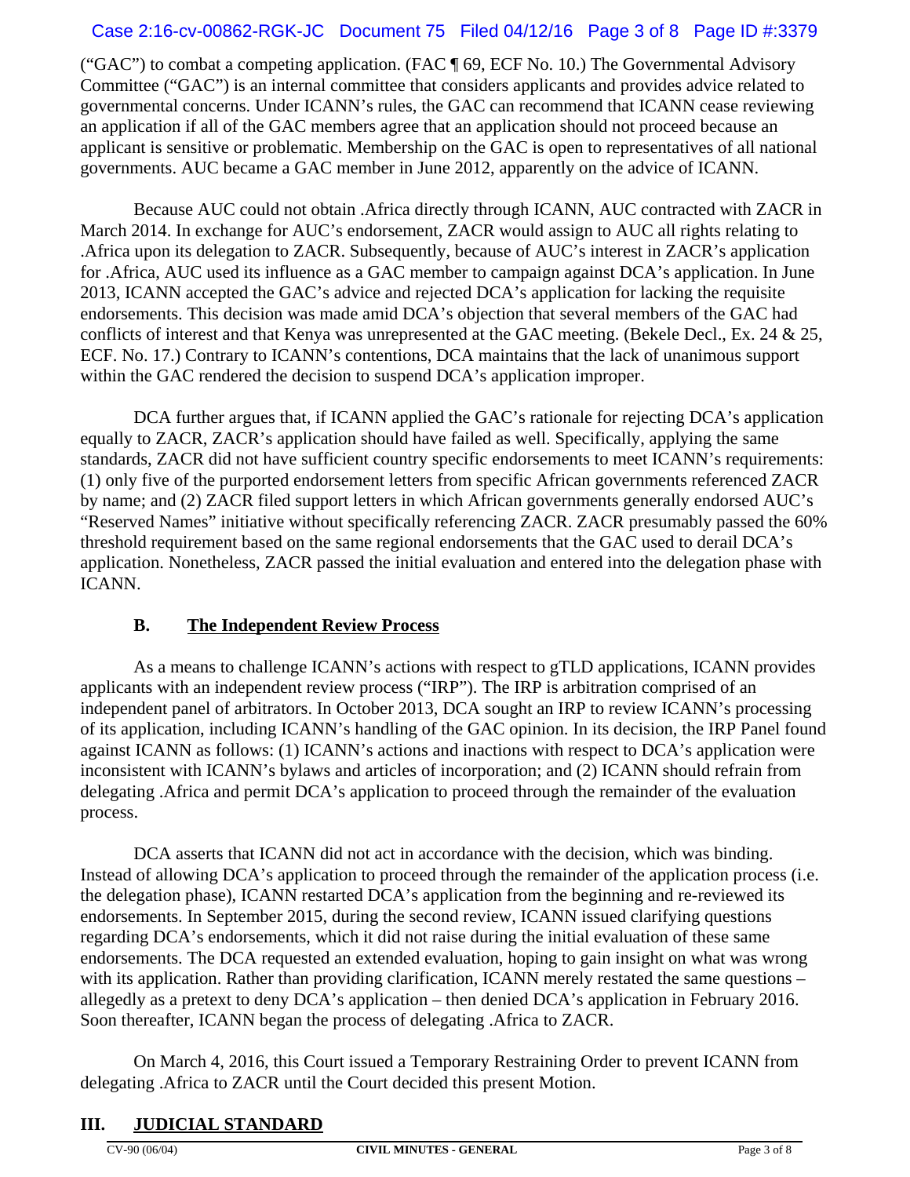("GAC") to combat a competing application. (FAC ¶ 69, ECF No. 10.) The Governmental Advisory Committee ("GAC") is an internal committee that considers applicants and provides advice related to governmental concerns. Under ICANN's rules, the GAC can recommend that ICANN cease reviewing an application if all of the GAC members agree that an application should not proceed because an applicant is sensitive or problematic. Membership on the GAC is open to representatives of all national governments. AUC became a GAC member in June 2012, apparently on the advice of ICANN.

Because AUC could not obtain .Africa directly through ICANN, AUC contracted with ZACR in March 2014. In exchange for AUC's endorsement, ZACR would assign to AUC all rights relating to .Africa upon its delegation to ZACR. Subsequently, because of AUC's interest in ZACR's application for .Africa, AUC used its influence as a GAC member to campaign against DCA's application. In June 2013, ICANN accepted the GAC's advice and rejected DCA's application for lacking the requisite endorsements. This decision was made amid DCA's objection that several members of the GAC had conflicts of interest and that Kenya was unrepresented at the GAC meeting. (Bekele Decl., Ex. 24 & 25, ECF. No. 17.) Contrary to ICANN's contentions, DCA maintains that the lack of unanimous support within the GAC rendered the decision to suspend DCA's application improper.

DCA further argues that, if ICANN applied the GAC's rationale for rejecting DCA's application equally to ZACR, ZACR's application should have failed as well. Specifically, applying the same standards, ZACR did not have sufficient country specific endorsements to meet ICANN's requirements: (1) only five of the purported endorsement letters from specific African governments referenced ZACR by name; and (2) ZACR filed support letters in which African governments generally endorsed AUC's "Reserved Names" initiative without specifically referencing ZACR. ZACR presumably passed the 60% threshold requirement based on the same regional endorsements that the GAC used to derail DCA's application. Nonetheless, ZACR passed the initial evaluation and entered into the delegation phase with ICANN.

### B. The Independent Review Process

As a means to challenge ICANN's actions with respect to gTLD applications, ICANN provides applicants with an independent review process ("IRP"). The IRP is arbitration comprised of an independent panel of arbitrators. In October 2013, DCA sought an IRP to review ICANN's processing of its application, including ICANN's handling of the GAC opinion. In its decision, the IRP Panel found against ICANN as follows: (1) ICANN's actions and inactions with respect to DCA's application were inconsistent with ICANN's bylaws and articles of incorporation; and (2) ICANN should refrain from delegating .Africa and permit DCA's application to proceed through the remainder of the evaluation process.

DCA asserts that ICANN did not act in accordance with the decision, which was binding. Instead of allowing DCA's application to proceed through the remainder of the application process (i.e. the delegation phase), ICANN restarted DCA's application from the beginning and re-reviewed its endorsements. In September 2015, during the second review, ICANN issued clarifying questions regarding DCA's endorsements, which it did not raise during the initial evaluation of these same endorsements. The DCA requested an extended evaluation, hoping to gain insight on what was wrong with its application. Rather than providing clarification, ICANN merely restated the same questions – allegedly as a pretext to deny DCA's application – then denied DCA's application in February 2016. Soon thereafter, ICANN began the process of delegating .Africa to ZACR.

On March 4, 2016, this Court issued a Temporary Restraining Order to prevent ICANN from delegating .Africa to ZACR until the Court decided this present Motion.

## III. JUDICIAL STANDARD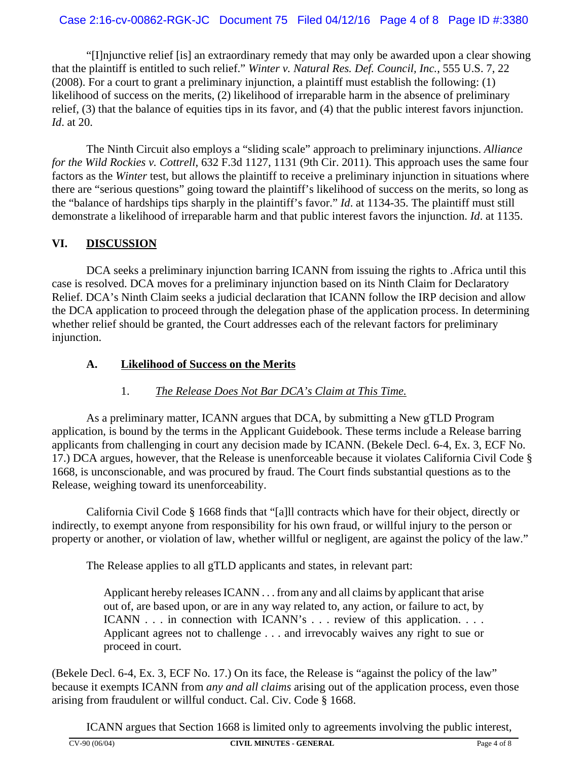"[I]njunctive relief [is] an extraordinary remedy that may only be awarded upon a clear showing that the plaintiff is entitled to such relief." *Winter v. Natural Res. Def. Council, Inc.*, 555 U.S. 7, 22 (2008). For a court to grant a preliminary injunction, a plaintiff must establish the following: (1) likelihood of success on the merits, (2) likelihood of irreparable harm in the absence of preliminary relief, (3) that the balance of equities tips in its favor, and (4) that the public interest favors injunction. *Id*. at 20.

The Ninth Circuit also employs a "sliding scale" approach to preliminary injunctions. *Alliance for the Wild Rockies v. Cottrell*, 632 F.3d 1127, 1131 (9th Cir. 2011). This approach uses the same four factors as the *Winter* test, but allows the plaintiff to receive a preliminary injunction in situations where there are "serious questions" going toward the plaintiff's likelihood of success on the merits, so long as the "balance of hardships tips sharply in the plaintiff's favor." *Id*. at 1134-35. The plaintiff must still demonstrate a likelihood of irreparable harm and that public interest favors the injunction. *Id*. at 1135.

## VI. DISCUSSION

DCA seeks a preliminary injunction barring ICANN from issuing the rights to .Africa until this case is resolved. DCA moves for a preliminary injunction based on its Ninth Claim for Declaratory Relief. DCA's Ninth Claim seeks a judicial declaration that ICANN follow the IRP decision and allow the DCA application to proceed through the delegation phase of the application process. In determining whether relief should be granted, the Court addresses each of the relevant factors for preliminary injunction.

### A. Likelihood of Success on the Merits

#### 1. *The Release Does Not Bar DCA's Claim at This Time.*

As a preliminary matter, ICANN argues that DCA, by submitting a New gTLD Program application, is bound by the terms in the Applicant Guidebook. These terms include a Release barring applicants from challenging in court any decision made by ICANN. (Bekele Decl. 6-4, Ex. 3, ECF No. 17.) DCA argues, however, that the Release is unenforceable because it violates California Civil Code § 1668, is unconscionable, and was procured by fraud. The Court finds substantial questions as to the Release, weighing toward its unenforceability.

California Civil Code § 1668 finds that "[a]ll contracts which have for their object, directly or indirectly, to exempt anyone from responsibility for his own fraud, or willful injury to the person or property or another, or violation of law, whether willful or negligent, are against the policy of the law."

The Release applies to all gTLD applicants and states, in relevant part:

> Applicant hereby releases ICANN . . . from any and all claims by applicant that arise out of, are based upon, or are in any way related to, any action, or failure to act, by ICANN . . . in connection with ICANN's . . . review of this application. . . . Applicant agrees not to challenge . . . and irrevocably waives any right to sue or proceed in court.

(Bekele Decl. 6-4, Ex. 3, ECF No. 17.) On its face, the Release is "against the policy of the law" because it exempts ICANN from *any and all claims* arising out of the application process, even those arising from fraudulent or willful conduct. Cal. Civ. Code § 1668.

ICANN argues that Section 1668 is limited only to agreements involving the public interest,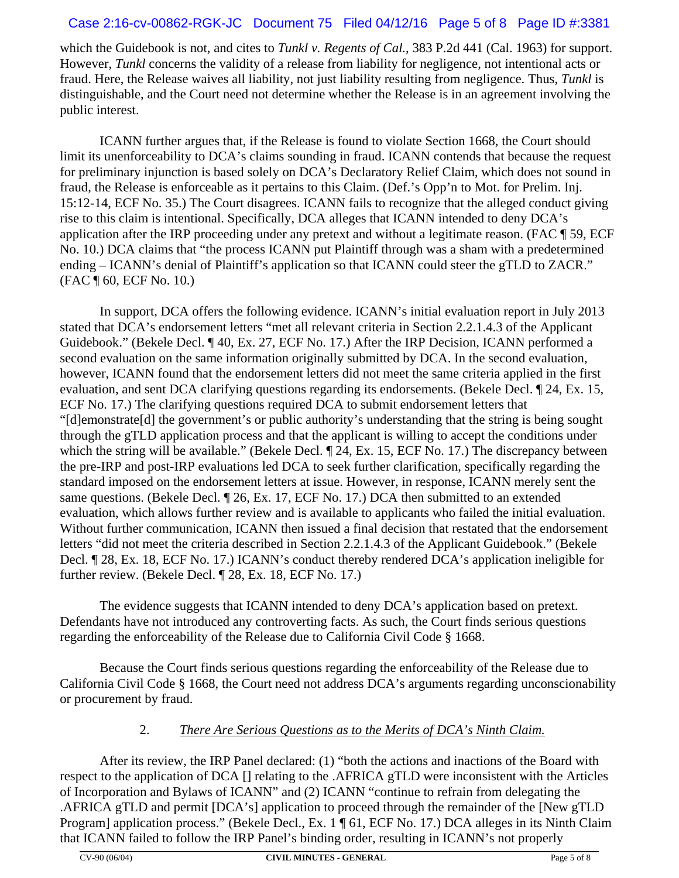which the Guidebook is not, and cites to *Tunkl v. Regents of Cal.*, 383 P.2d 441 (Cal. 1963) for support. However, *Tunkl* concerns the validity of a release from liability for negligence, not intentional acts or fraud. Here, the Release waives all liability, not just liability resulting from negligence. Thus, *Tunkl* is distinguishable, and the Court need not determine whether the Release is in an agreement involving the public interest.

ICANN further argues that, if the Release is found to violate Section 1668, the Court should limit its unenforceability to DCA's claims sounding in fraud. ICANN contends that because the request for preliminary injunction is based solely on DCA's Declaratory Relief Claim, which does not sound in fraud, the Release is enforceable as it pertains to this Claim. (Def.'s Opp'n to Mot. for Prelim. Inj. 15:12-14, ECF No. 35.) The Court disagrees. ICANN fails to recognize that the alleged conduct giving rise to this claim is intentional. Specifically, DCA alleges that ICANN intended to deny DCA's application after the IRP proceeding under any pretext and without a legitimate reason. (FAC ¶ 59, ECF No. 10.) DCA claims that "the process ICANN put Plaintiff through was a sham with a predetermined ending – ICANN's denial of Plaintiff's application so that ICANN could steer the gTLD to ZACR." (FAC ¶ 60, ECF No. 10.)

In support, DCA offers the following evidence. ICANN's initial evaluation report in July 2013 stated that DCA's endorsement letters "met all relevant criteria in Section 2.2.1.4.3 of the Applicant Guidebook." (Bekele Decl. ¶ 40, Ex. 27, ECF No. 17.) After the IRP Decision, ICANN performed a second evaluation on the same information originally submitted by DCA. In the second evaluation, however, ICANN found that the endorsement letters did not meet the same criteria applied in the first evaluation, and sent DCA clarifying questions regarding its endorsements. (Bekele Decl. ¶ 24, Ex. 15, ECF No. 17.) The clarifying questions required DCA to submit endorsement letters that "[d]emonstrate[d] the government's or public authority's understanding that the string is being sought through the gTLD application process and that the applicant is willing to accept the conditions under which the string will be available." (Bekele Decl. ¶ 24, Ex. 15, ECF No. 17.) The discrepancy between the pre-IRP and post-IRP evaluations led DCA to seek further clarification, specifically regarding the standard imposed on the endorsement letters at issue. However, in response, ICANN merely sent the same questions. (Bekele Decl. ¶ 26, Ex. 17, ECF No. 17.) DCA then submitted to an extended evaluation, which allows further review and is available to applicants who failed the initial evaluation. Without further communication, ICANN then issued a final decision that restated that the endorsement letters "did not meet the criteria described in Section 2.2.1.4.3 of the Applicant Guidebook." (Bekele Decl. ¶ 28, Ex. 18, ECF No. 17.) ICANN's conduct thereby rendered DCA's application ineligible for further review. (Bekele Decl. ¶ 28, Ex. 18, ECF No. 17.)

The evidence suggests that ICANN intended to deny DCA's application based on pretext. Defendants have not introduced any controverting facts. As such, the Court finds serious questions regarding the enforceability of the Release due to California Civil Code § 1668.

Because the Court finds serious questions regarding the enforceability of the Release due to California Civil Code § 1668, the Court need not address DCA's arguments regarding unconscionability or procurement by fraud.

2. *There Are Serious Questions as to the Merits of DCA's Ninth Claim.*

After its review, the IRP Panel declared: (1) "both the actions and inactions of the Board with respect to the application of DCA [] relating to the .AFRICA gTLD were inconsistent with the Articles of Incorporation and Bylaws of ICANN" and (2) ICANN "continue to refrain from delegating the .AFRICA gTLD and permit [DCA's] application to proceed through the remainder of the [New gTLD Program] application process." (Bekele Decl., Ex. 1 ¶ 61, ECF No. 17.) DCA alleges in its Ninth Claim that ICANN failed to follow the IRP Panel's binding order, resulting in ICANN's not properly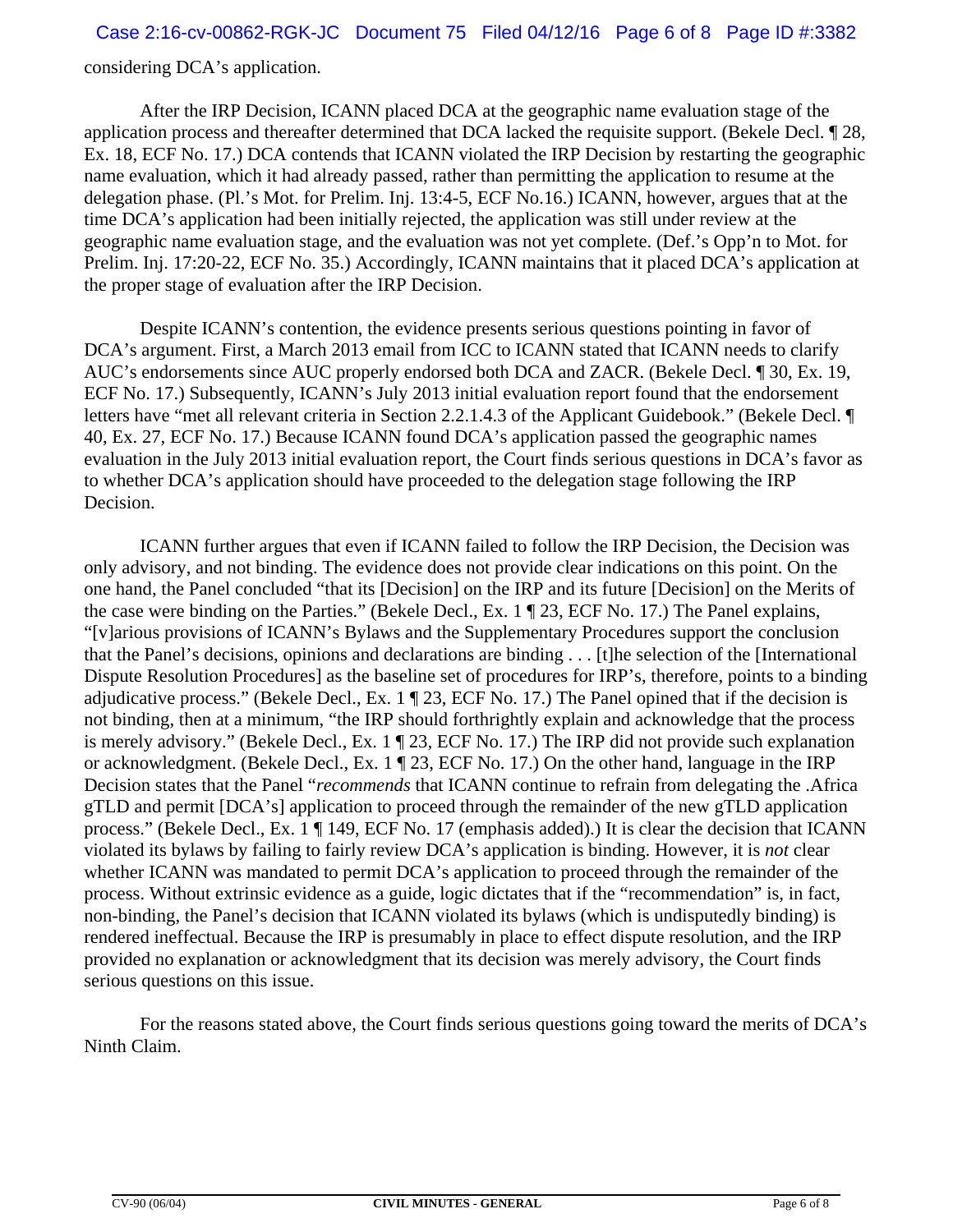considering DCA's application.

After the IRP Decision, ICANN placed DCA at the geographic name evaluation stage of the application process and thereafter determined that DCA lacked the requisite support. (Bekele Decl. ¶ 28, Ex. 18, ECF No. 17.) DCA contends that ICANN violated the IRP Decision by restarting the geographic name evaluation, which it had already passed, rather than permitting the application to resume at the delegation phase. (Pl.'s Mot. for Prelim. Inj. 13:4-5, ECF No.16.) ICANN, however, argues that at the time DCA's application had been initially rejected, the application was still under review at the geographic name evaluation stage, and the evaluation was not yet complete. (Def.'s Opp'n to Mot. for Prelim. Inj. 17:20-22, ECF No. 35.) Accordingly, ICANN maintains that it placed DCA's application at the proper stage of evaluation after the IRP Decision.

Despite ICANN's contention, the evidence presents serious questions pointing in favor of DCA's argument. First, a March 2013 email from ICC to ICANN stated that ICANN needs to clarify AUC's endorsements since AUC properly endorsed both DCA and ZACR. (Bekele Decl. ¶ 30, Ex. 19, ECF No. 17.) Subsequently, ICANN's July 2013 initial evaluation report found that the endorsement letters have "met all relevant criteria in Section 2.2.1.4.3 of the Applicant Guidebook." (Bekele Decl. ¶ 40, Ex. 27, ECF No. 17.) Because ICANN found DCA's application passed the geographic names evaluation in the July 2013 initial evaluation report, the Court finds serious questions in DCA's favor as to whether DCA's application should have proceeded to the delegation stage following the IRP Decision.

ICANN further argues that even if ICANN failed to follow the IRP Decision, the Decision was only advisory, and not binding. The evidence does not provide clear indications on this point. On the one hand, the Panel concluded "that its [Decision] on the IRP and its future [Decision] on the Merits of the case were binding on the Parties." (Bekele Decl., Ex. 1 ¶ 23, ECF No. 17.) The Panel explains, "[v]arious provisions of ICANN's Bylaws and the Supplementary Procedures support the conclusion that the Panel's decisions, opinions and declarations are binding . . . [t]he selection of the [International Dispute Resolution Procedures] as the baseline set of procedures for IRP's, therefore, points to a binding adjudicative process." (Bekele Decl., Ex. 1 ¶ 23, ECF No. 17.) The Panel opined that if the decision is not binding, then at a minimum, "the IRP should forthrightly explain and acknowledge that the process is merely advisory." (Bekele Decl., Ex. 1 ¶ 23, ECF No. 17.) The IRP did not provide such explanation or acknowledgment. (Bekele Decl., Ex. 1 ¶ 23, ECF No. 17.) On the other hand, language in the IRP Decision states that the Panel "*recommends* that ICANN continue to refrain from delegating the .Africa gTLD and permit [DCA's] application to proceed through the remainder of the new gTLD application process." (Bekele Decl., Ex. 1 ¶ 149, ECF No. 17 (emphasis added).) It is clear the decision that ICANN violated its bylaws by failing to fairly review DCA's application is binding. However, it is *not* clear whether ICANN was mandated to permit DCA's application to proceed through the remainder of the process. Without extrinsic evidence as a guide, logic dictates that if the "recommendation" is, in fact, non-binding, the Panel's decision that ICANN violated its bylaws (which is undisputedly binding) is rendered ineffectual. Because the IRP is presumably in place to effect dispute resolution, and the IRP provided no explanation or acknowledgment that its decision was merely advisory, the Court finds serious questions on this issue.

For the reasons stated above, the Court finds serious questions going toward the merits of DCA's Ninth Claim.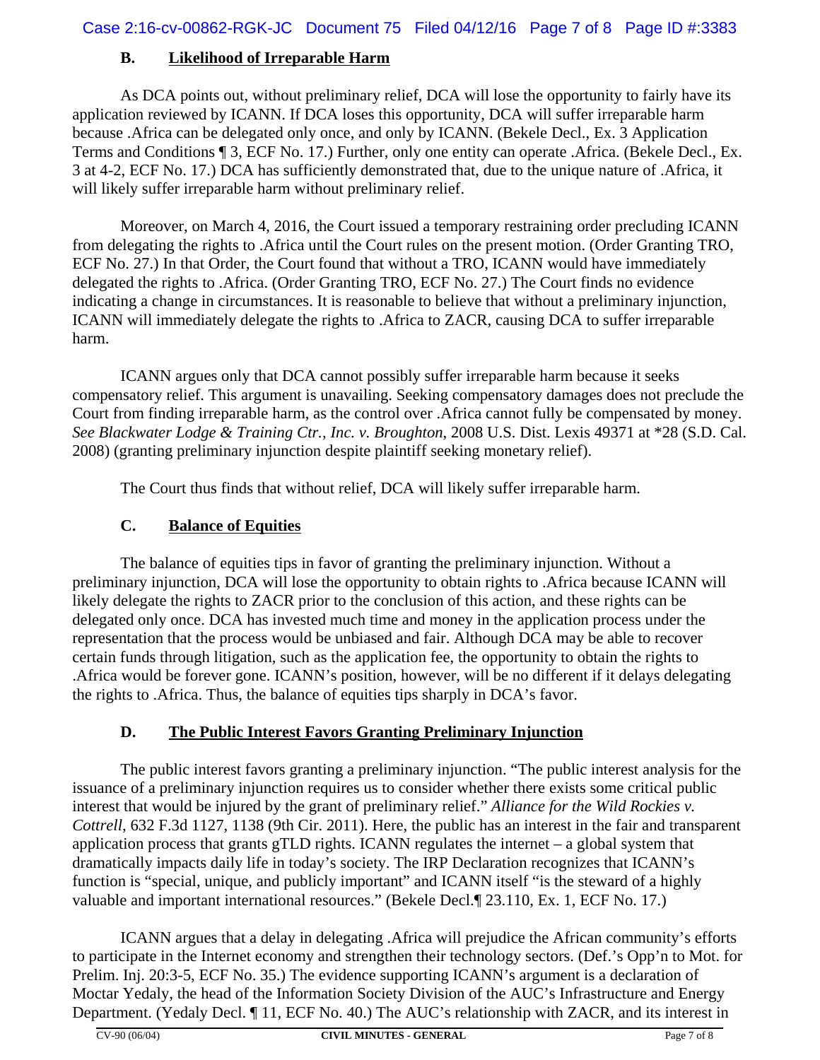### B. Likelihood of Irreparable Harm

As DCA points out, without preliminary relief, DCA will lose the opportunity to fairly have its application reviewed by ICANN. If DCA loses this opportunity, DCA will suffer irreparable harm because .Africa can be delegated only once, and only by ICANN. (Bekele Decl., Ex. 3 Application Terms and Conditions ¶ 3, ECF No. 17.) Further, only one entity can operate .Africa. (Bekele Decl., Ex. 3 at 4-2, ECF No. 17.) DCA has sufficiently demonstrated that, due to the unique nature of .Africa, it will likely suffer irreparable harm without preliminary relief.

Moreover, on March 4, 2016, the Court issued a temporary restraining order precluding ICANN from delegating the rights to .Africa until the Court rules on the present motion. (Order Granting TRO, ECF No. 27.) In that Order, the Court found that without a TRO, ICANN would have immediately delegated the rights to .Africa. (Order Granting TRO, ECF No. 27.) The Court finds no evidence indicating a change in circumstances. It is reasonable to believe that without a preliminary injunction, ICANN will immediately delegate the rights to .Africa to ZACR, causing DCA to suffer irreparable harm.

ICANN argues only that DCA cannot possibly suffer irreparable harm because it seeks compensatory relief. This argument is unavailing. Seeking compensatory damages does not preclude the Court from finding irreparable harm, as the control over .Africa cannot fully be compensated by money. *See Blackwater Lodge & Training Ctr., Inc. v. Broughton*, 2008 U.S. Dist. Lexis 49371 at *28 (S.D. Cal. 2008) (granting preliminary injunction despite plaintiff seeking monetary relief).

The Court thus finds that without relief, DCA will likely suffer irreparable harm.

### C. Balance of Equities

The balance of equities tips in favor of granting the preliminary injunction. Without a preliminary injunction, DCA will lose the opportunity to obtain rights to .Africa because ICANN will likely delegate the rights to ZACR prior to the conclusion of this action, and these rights can be delegated only once. DCA has invested much time and money in the application process under the representation that the process would be unbiased and fair. Although DCA may be able to recover certain funds through litigation, such as the application fee, the opportunity to obtain the rights to .Africa would be forever gone. ICANN's position, however, will be no different if it delays delegating the rights to .Africa. Thus, the balance of equities tips sharply in DCA's favor.

### D. The Public Interest Favors Granting Preliminary Injunction

The public interest favors granting a preliminary injunction. "The public interest analysis for the issuance of a preliminary injunction requires us to consider whether there exists some critical public interest that would be injured by the grant of preliminary relief." *Alliance for the Wild Rockies v. Cottrell*, 632 F.3d 1127, 1138 (9th Cir. 2011). Here, the public has an interest in the fair and transparent application process that grants gTLD rights. ICANN regulates the internet – a global system that dramatically impacts daily life in today's society. The IRP Declaration recognizes that ICANN's function is "special, unique, and publicly important" and ICANN itself "is the steward of a highly valuable and important international resources." (Bekele Decl.¶ 23.110, Ex. 1, ECF No. 17.)

ICANN argues that a delay in delegating .Africa will prejudice the African community's efforts to participate in the Internet economy and strengthen their technology sectors. (Def.'s Opp'n to Mot. for Prelim. Inj. 20:3-5, ECF No. 35.) The evidence supporting ICANN's argument is a declaration of Moctar Yedaly, the head of the Information Society Division of the AUC's Infrastructure and Energy Department. (Yedaly Decl. ¶ 11, ECF No. 40.) The AUC's relationship with ZACR, and its interest in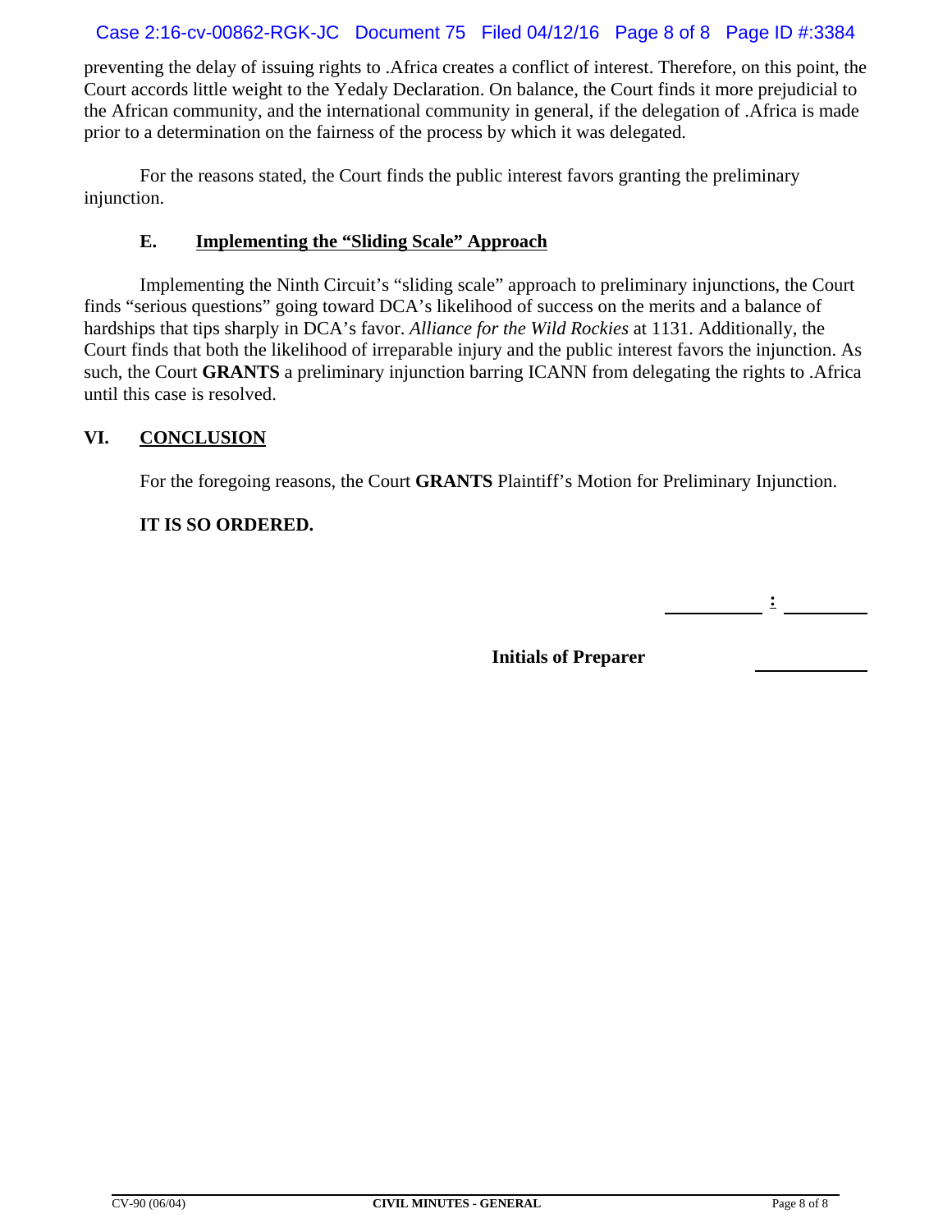preventing the delay of issuing rights to .Africa creates a conflict of interest. Therefore, on this point, the Court accords little weight to the Yedaly Declaration. On balance, the Court finds it more prejudicial to the African community, and the international community in general, if the delegation of .Africa is made prior to a determination on the fairness of the process by which it was delegated.

For the reasons stated, the Court finds the public interest favors granting the preliminary injunction.

### E. Implementing the "Sliding Scale" Approach

Implementing the Ninth Circuit's "sliding scale" approach to preliminary injunctions, the Court finds "serious questions" going toward DCA's likelihood of success on the merits and a balance of hardships that tips sharply in DCA's favor. *Alliance for the Wild Rockies* at 1131. Additionally, the Court finds that both the likelihood of irreparable injury and the public interest favors the injunction. As such, the Court **GRANTS** a preliminary injunction barring ICANN from delegating the rights to .Africa until this case is resolved.

## VI. CONCLUSION

For the foregoing reasons, the Court **GRANTS** Plaintiff's Motion for Preliminary Injunction.

**IT IS SO ORDERED.**

\_\_\_\_\_\_\_\_ : \_\_\_\_\_\_\_\_

**Initials of Preparer** \_\_\_\_\_\_\_\_

CV-90 (06/04) **CIVIL MINUTES - GENERAL**